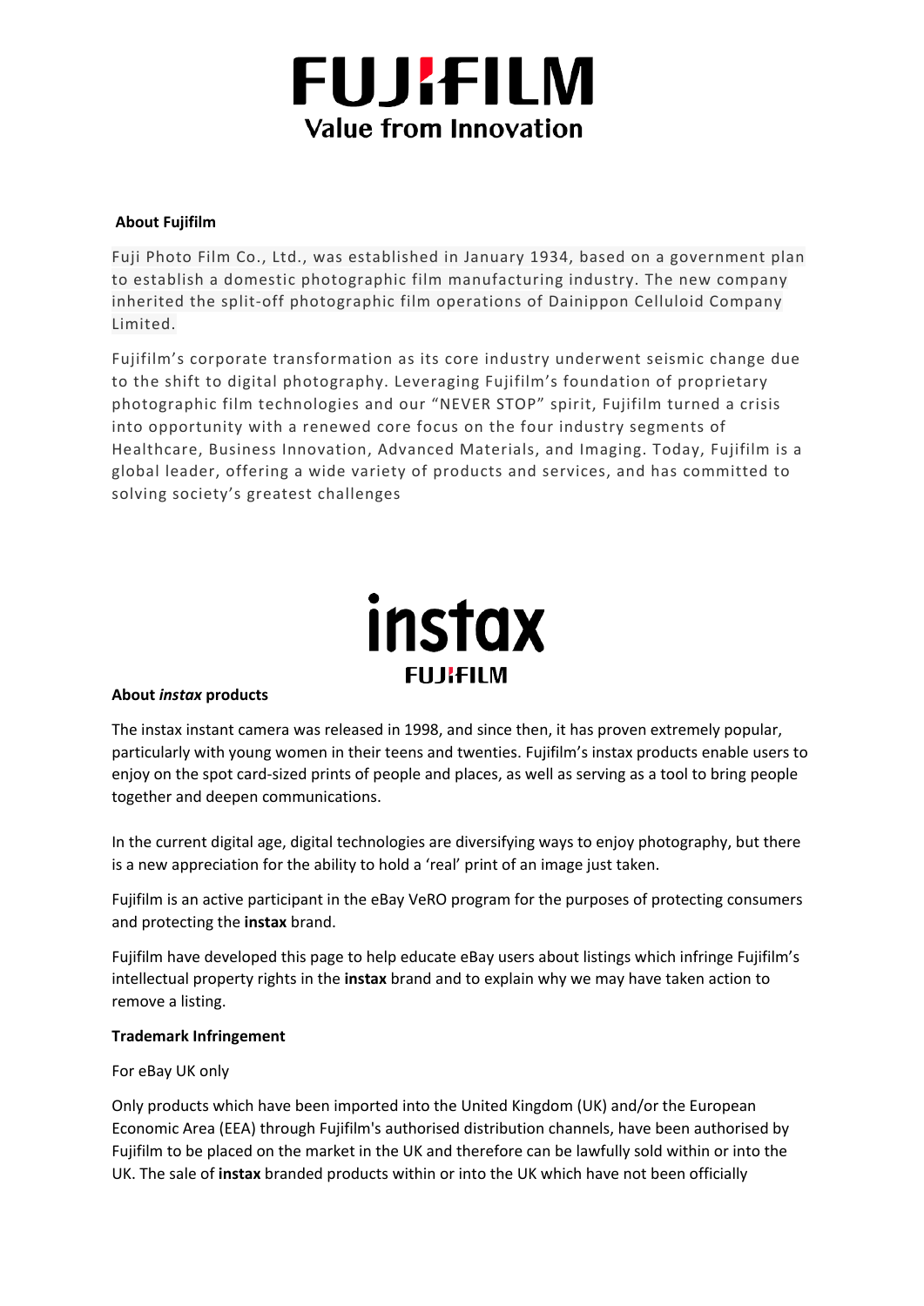# FUJIFILM

**Value from Innovation**

**About Fujifilm**

Fuji Photo Film Co., Ltd., was established in January 1934, based on a government plan to establish a domestic photographic film manufacturing industry. The new company inherited the split-off photographic film operations of Dainippon Celluloid Company Limited.

Fujifilm's corporate transformation as its core industry underwent seismic change due to the shift to digital photography. Leveraging Fujifilm's foundation of proprietary photographic film technologies and our "NEVER STOP" spirit, Fujifilm turned a crisis into opportunity with a renewed core focus on the four industry segments of Healthcare, Business Innovation, Advanced Materials, and Imaging. Today, Fujifilm is a global leader, offering a wide variety of products and services, and has committed to solving society's greatest challenges

**instax**
**FUJIFILM**

**About *instax* products**

The instax instant camera was released in 1998, and since then, it has proven extremely popular, particularly with young women in their teens and twenties. Fujifilm's instax products enable users to enjoy on the spot card-sized prints of people and places, as well as serving as a tool to bring people together and deepen communications.

In the current digital age, digital technologies are diversifying ways to enjoy photography, but there is a new appreciation for the ability to hold a 'real' print of an image just taken.

Fujifilm is an active participant in the eBay VeRO program for the purposes of protecting consumers and protecting the **instax** brand.

Fujifilm have developed this page to help educate eBay users about listings which infringe Fujifilm's intellectual property rights in the **instax** brand and to explain why we may have taken action to remove a listing.

**Trademark Infringement**

For eBay UK only

Only products which have been imported into the United Kingdom (UK) and/or the European Economic Area (EEA) through Fujifilm's authorised distribution channels, have been authorised by Fujifilm to be placed on the market in the UK and therefore can be lawfully sold within or into the UK. The sale of **instax** branded products within or into the UK which have not been officially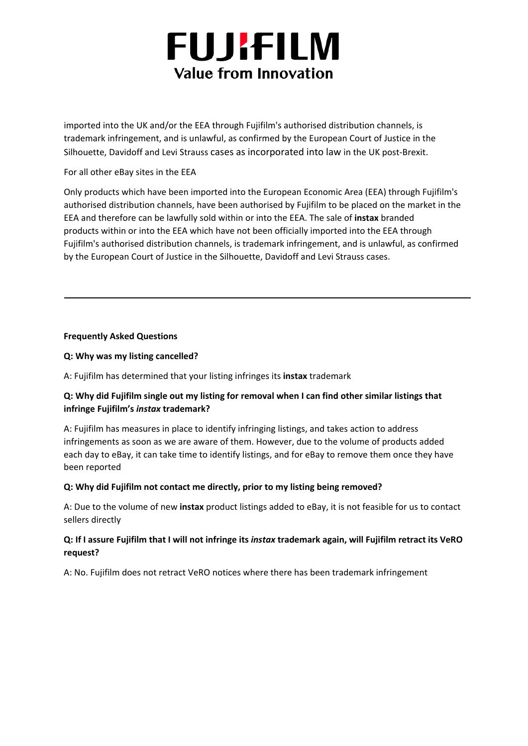imported into the UK and/or the EEA through Fujifilm's authorised distribution channels, is trademark infringement, and is unlawful, as confirmed by the European Court of Justice in the Silhouette, Davidoff and Levi Strauss cases as incorporated into law in the UK post-Brexit.

For all other eBay sites in the EEA

Only products which have been imported into the European Economic Area (EEA) through Fujifilm's authorised distribution channels, have been authorised by Fujifilm to be placed on the market in the EEA and therefore can be lawfully sold within or into the EEA. The sale of **instax** branded products within or into the EEA which have not been officially imported into the EEA through Fujifilm's authorised distribution channels, is trademark infringement, and is unlawful, as confirmed by the European Court of Justice in the Silhouette, Davidoff and Levi Strauss cases.

---

**Frequently Asked Questions**

**Q: Why was my listing cancelled?**

A: Fujifilm has determined that your listing infringes its **instax** trademark

**Q: Why did Fujifilm single out my listing for removal when I can find other similar listings that infringe Fujifilm's *instax* trademark?**

A: Fujifilm has measures in place to identify infringing listings, and takes action to address infringements as soon as we are aware of them. However, due to the volume of products added each day to eBay, it can take time to identify listings, and for eBay to remove them once they have been reported

**Q: Why did Fujifilm not contact me directly, prior to my listing being removed?**

A: Due to the volume of new **instax** product listings added to eBay, it is not feasible for us to contact sellers directly

**Q: If I assure Fujifilm that I will not infringe its *instax* trademark again, will Fujifilm retract its VeRO request?**

A: No. Fujifilm does not retract VeRO notices where there has been trademark infringement